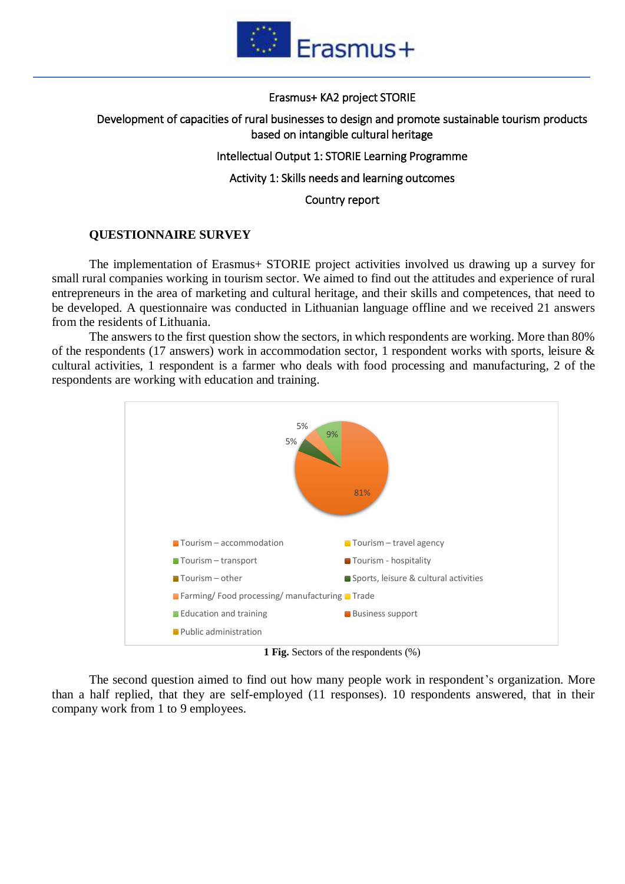Erasmus+

Erasmus+ KA2 project STORIE

Development of capacities of rural businesses to design and promote sustainable tourism products based on intangible cultural heritage

Intellectual Output 1: STORIE Learning Programme

Activity 1: Skills needs and learning outcomes

Country report

## QUESTIONNAIRE SURVEY

The implementation of Erasmus+ STORIE project activities involved us drawing up a survey for small rural companies working in tourism sector. We aimed to find out the attitudes and experience of rural entrepreneurs in the area of marketing and cultural heritage, and their skills and competences, that need to be developed. A questionnaire was conducted in Lithuanian language offline and we received 21 answers from the residents of Lithuania.

The answers to the first question show the sectors, in which respondents are working. More than 80% of the respondents (17 answers) work in accommodation sector, 1 respondent works with sports, leisure & cultural activities, 1 respondent is a farmer who deals with food processing and manufacturing, 2 of the respondents are working with education and training.

81%
5%
5%
9%

- Tourism – accommodation
- Tourism – travel agency
- Tourism – transport
- Tourism - hospitality
- Tourism – other
- Sports, leisure & cultural activities
- Farming/ Food processing/ manufacturing
- Trade
- Education and training
- Business support
- Public administration

**1 Fig.** Sectors of the respondents (%)

The second question aimed to find out how many people work in respondent's organization. More than a half replied, that they are self-employed (11 responses). 10 respondents answered, that in their company work from 1 to 9 employees.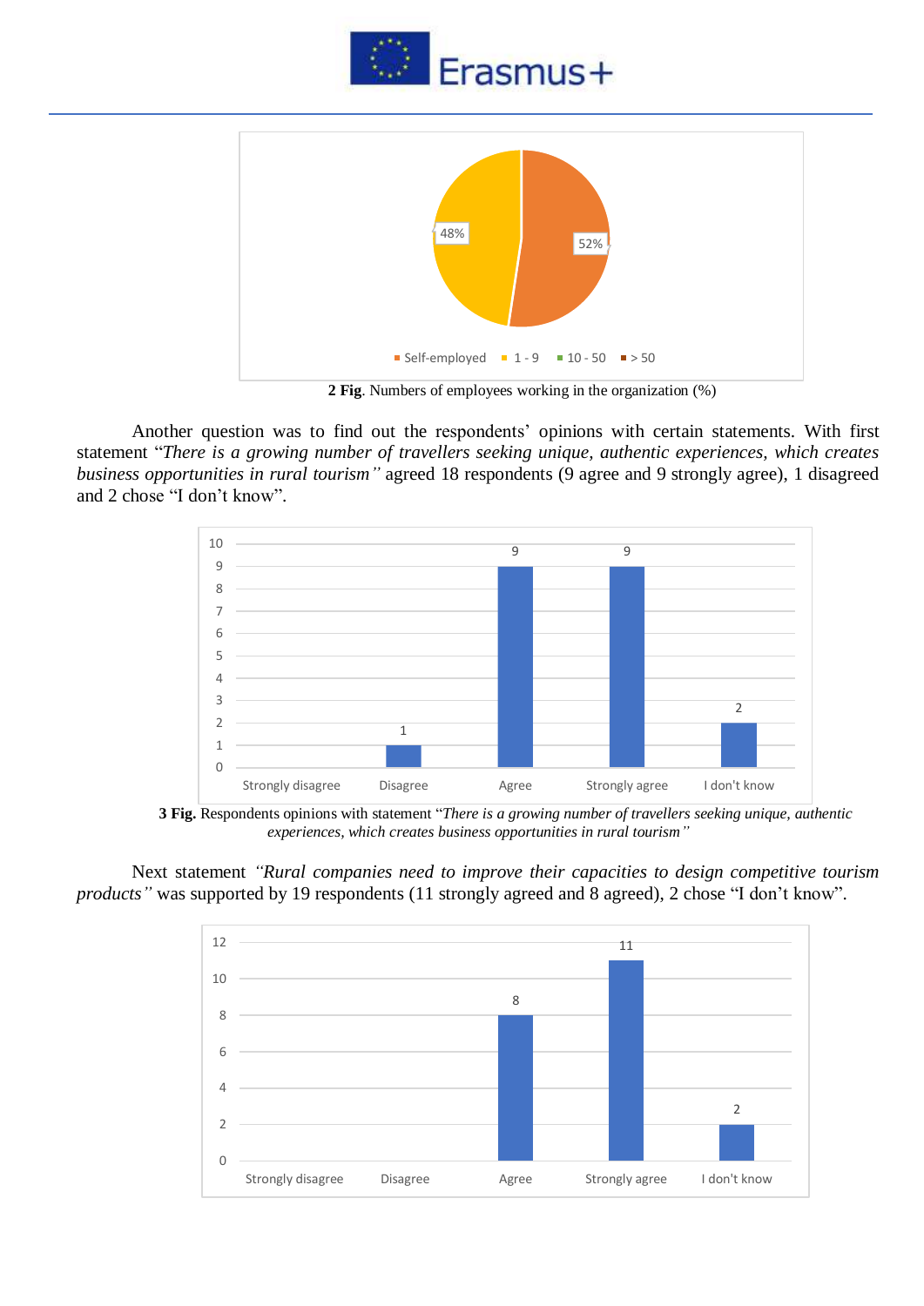**2 Fig**. Numbers of employees working in the organization (%)

Another question was to find out the respondents' opinions with certain statements. With first statement "*There is a growing number of travellers seeking unique, authentic experiences, which creates business opportunities in rural tourism"* agreed 18 respondents (9 agree and 9 strongly agree), 1 disagreed and 2 chose "I don't know".

**3 Fig.** Respondents opinions with statement "*There is a growing number of travellers seeking unique, authentic experiences, which creates business opportunities in rural tourism"*

Next statement *"Rural companies need to improve their capacities to design competitive tourism products"* was supported by 19 respondents (11 strongly agreed and 8 agreed), 2 chose "I don't know".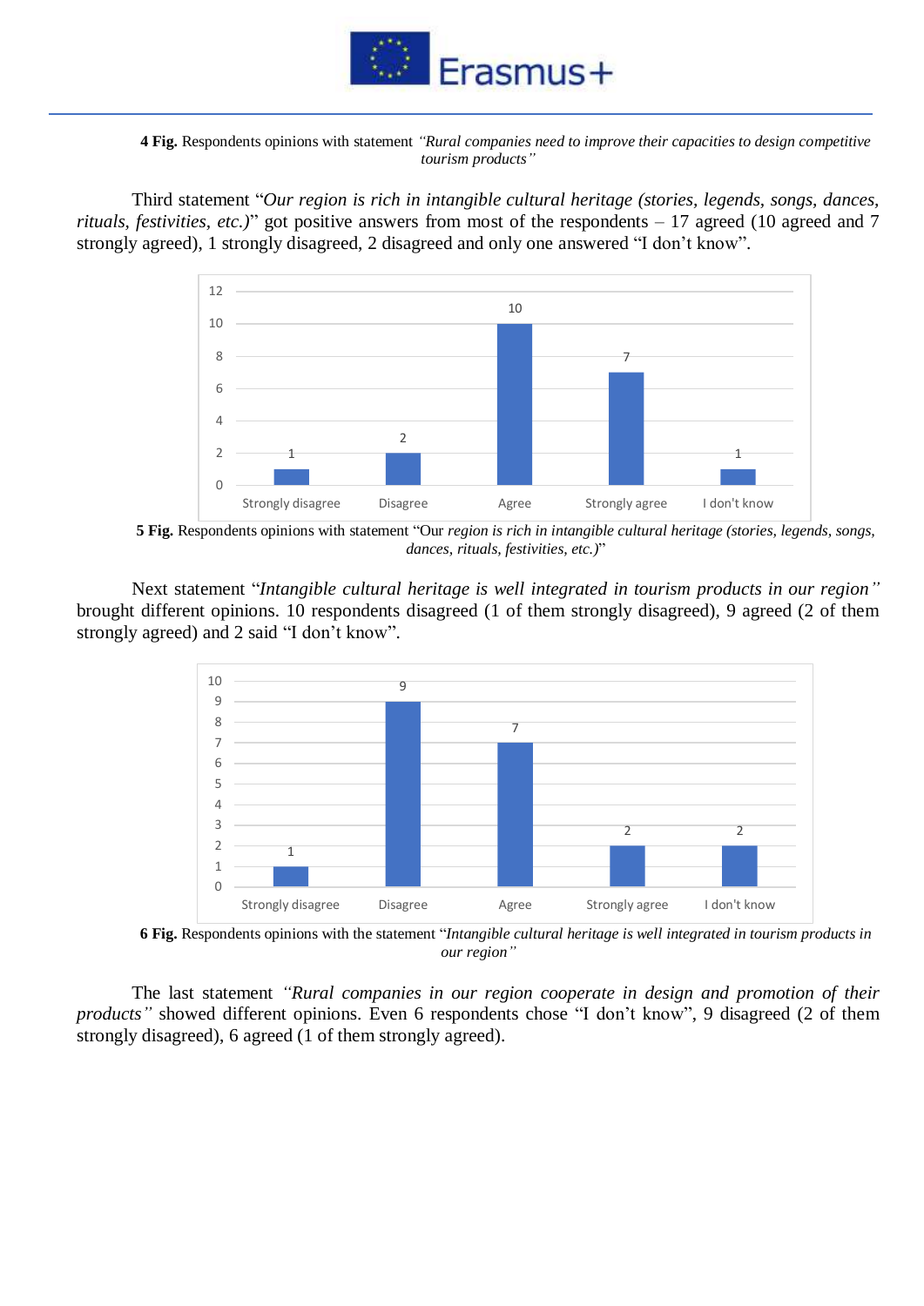**4 Fig.** Respondents opinions with statement *"Rural companies need to improve their capacities to design competitive tourism products"*

Third statement "*Our region is rich in intangible cultural heritage (stories, legends, songs, dances, rituals, festivities, etc.)*" got positive answers from most of the respondents – 17 agreed (10 agreed and 7 strongly agreed), 1 strongly disagreed, 2 disagreed and only one answered "I don't know".

**5 Fig.** Respondents opinions with statement "Our *region is rich in intangible cultural heritage (stories, legends, songs, dances, rituals, festivities, etc.)*"

Next statement "*Intangible cultural heritage is well integrated in tourism products in our region"* brought different opinions. 10 respondents disagreed (1 of them strongly disagreed), 9 agreed (2 of them strongly agreed) and 2 said "I don't know".

**6 Fig.** Respondents opinions with the statement "*Intangible cultural heritage is well integrated in tourism products in our region"*

The last statement *"Rural companies in our region cooperate in design and promotion of their products"* showed different opinions. Even 6 respondents chose "I don't know", 9 disagreed (2 of them strongly disagreed), 6 agreed (1 of them strongly agreed).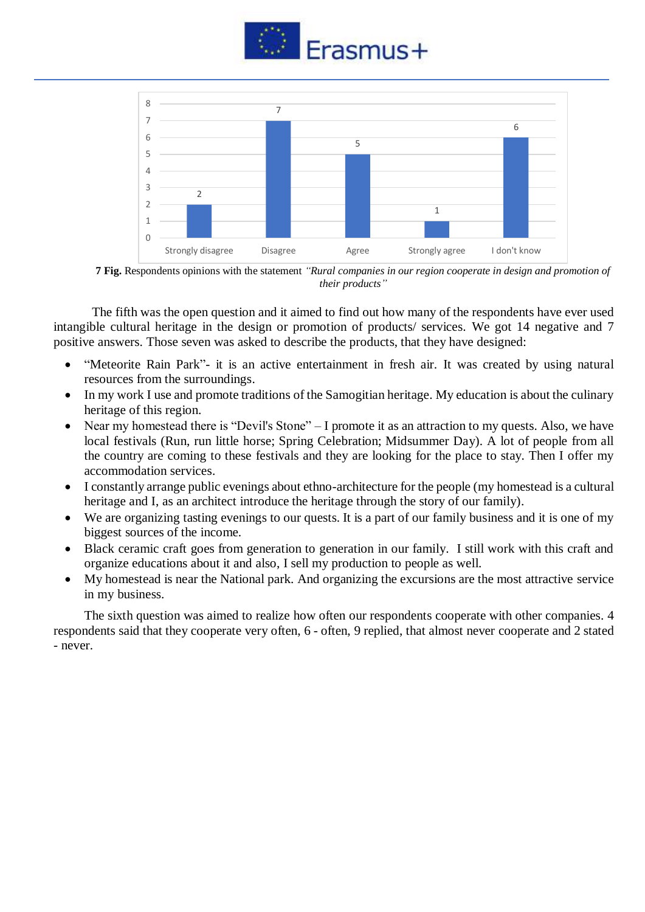| Strongly disagree | Disagree | Agree | Strongly agree | I don't know |
|---|---|---|---|---|
| 2 | 7 | 5 | 1 | 6 |

**7 Fig.** Respondents opinions with the statement *"Rural companies in our region cooperate in design and promotion of their products"*

The fifth was the open question and it aimed to find out how many of the respondents have ever used intangible cultural heritage in the design or promotion of products/ services. We got 14 negative and 7 positive answers. Those seven was asked to describe the products, that they have designed:

- "Meteorite Rain Park"- it is an active entertainment in fresh air. It was created by using natural resources from the surroundings.
- In my work I use and promote traditions of the Samogitian heritage. My education is about the culinary heritage of this region.
- Near my homestead there is "Devil's Stone" – I promote it as an attraction to my quests. Also, we have local festivals (Run, run little horse; Spring Celebration; Midsummer Day). A lot of people from all the country are coming to these festivals and they are looking for the place to stay. Then I offer my accommodation services.
- I constantly arrange public evenings about ethno-architecture for the people (my homestead is a cultural heritage and I, as an architect introduce the heritage through the story of our family).
- We are organizing tasting evenings to our quests. It is a part of our family business and it is one of my biggest sources of the income.
- Black ceramic craft goes from generation to generation in our family. I still work with this craft and organize educations about it and also, I sell my production to people as well.
- My homestead is near the National park. And organizing the excursions are the most attractive service in my business.

The sixth question was aimed to realize how often our respondents cooperate with other companies. 4 respondents said that they cooperate very often, 6 - often, 9 replied, that almost never cooperate and 2 stated - never.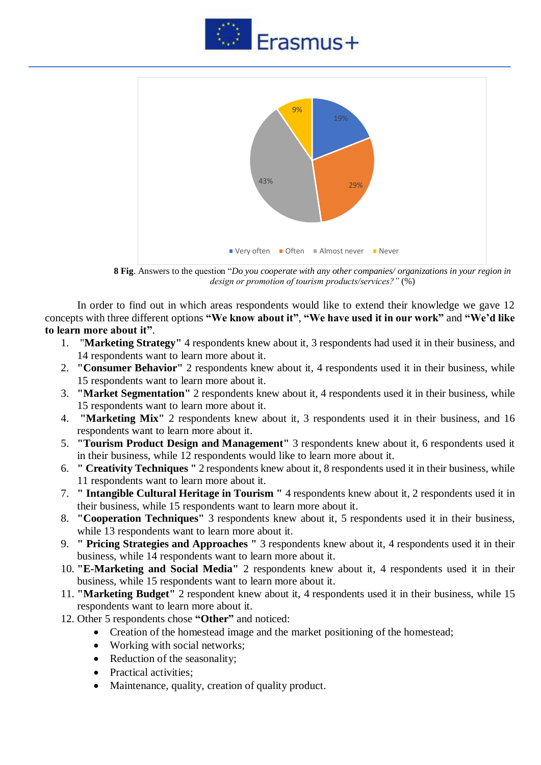**8 Fig**. Answers to the question "*Do you cooperate with any other companies/ organizations in your region in design or promotion of tourism products/services?"* (%)

In order to find out in which areas respondents would like to extend their knowledge we gave 12 concepts with three different options **"We know about it"**, **"We have used it in our work"** and **"We'd like to learn more about it"**.

1. "**Marketing Strategy"** 4 respondents knew about it, 3 respondents had used it in their business, and 14 respondents want to learn more about it.
2. **"Consumer Behavior"** 2 respondents knew about it, 4 respondents used it in their business, while 15 respondents want to learn more about it.
3. **"Market Segmentation"** 2 respondents knew about it, 4 respondents used it in their business, while 15 respondents want to learn more about it.
4. **"Marketing Mix"** 2 respondents knew about it, 3 respondents used it in their business, and 16 respondents want to learn more about it.
5. **"Tourism Product Design and Management"** 3 respondents knew about it, 6 respondents used it in their business, while 12 respondents would like to learn more about it.
6. **" Creativity Techniques "** 2 respondents knew about it, 8 respondents used it in their business, while 11 respondents want to learn more about it.
7. **" Intangible Cultural Heritage in Tourism "** 4 respondents knew about it, 2 respondents used it in their business, while 15 respondents want to learn more about it.
8. **"Cooperation Techniques"** 3 respondents knew about it, 5 respondents used it in their business, while 13 respondents want to learn more about it.
9. **" Pricing Strategies and Approaches "** 3 respondents knew about it, 4 respondents used it in their business, while 14 respondents want to learn more about it.
10. **"E-Marketing and Social Media"** 2 respondents knew about it, 4 respondents used it in their business, while 15 respondents want to learn more about it.
11. **"Marketing Budget"** 2 respondent knew about it, 4 respondents used it in their business, while 15 respondents want to learn more about it.
12. Other 5 respondents chose **"Other"** and noticed:
    - Creation of the homestead image and the market positioning of the homestead;
    - Working with social networks;
    - Reduction of the seasonality;
    - Practical activities;
    - Maintenance, quality, creation of quality product.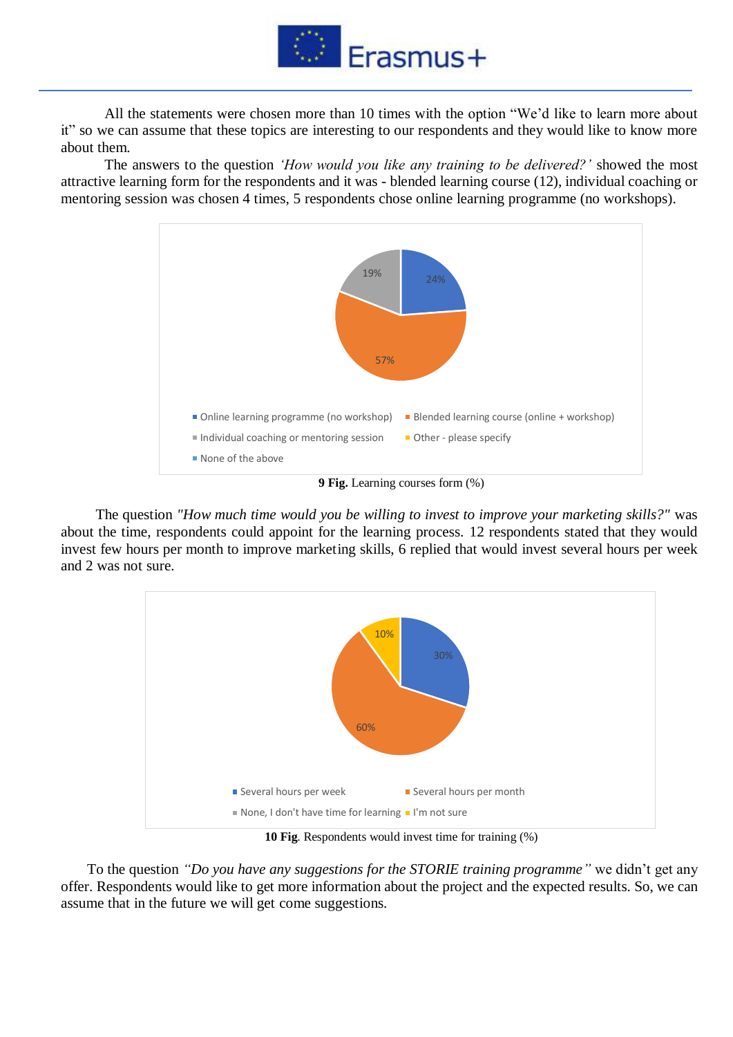All the statements were chosen more than 10 times with the option "We'd like to learn more about it" so we can assume that these topics are interesting to our respondents and they would like to know more about them.

The answers to the question *'How would you like any training to be delivered?'* showed the most attractive learning form for the respondents and it was - blended learning course (12), individual coaching or mentoring session was chosen 4 times, 5 respondents chose online learning programme (no workshops).

**9 Fig.** Learning courses form (%)

The question *"How much time would you be willing to invest to improve your marketing skills?"* was about the time, respondents could appoint for the learning process. 12 respondents stated that they would invest few hours per month to improve marketing skills, 6 replied that would invest several hours per week and 2 was not sure.

**10 Fig**. Respondents would invest time for training (%)

To the question *"Do you have any suggestions for the STORIE training programme"* we didn't get any offer. Respondents would like to get more information about the project and the expected results. So, we can assume that in the future we will get come suggestions.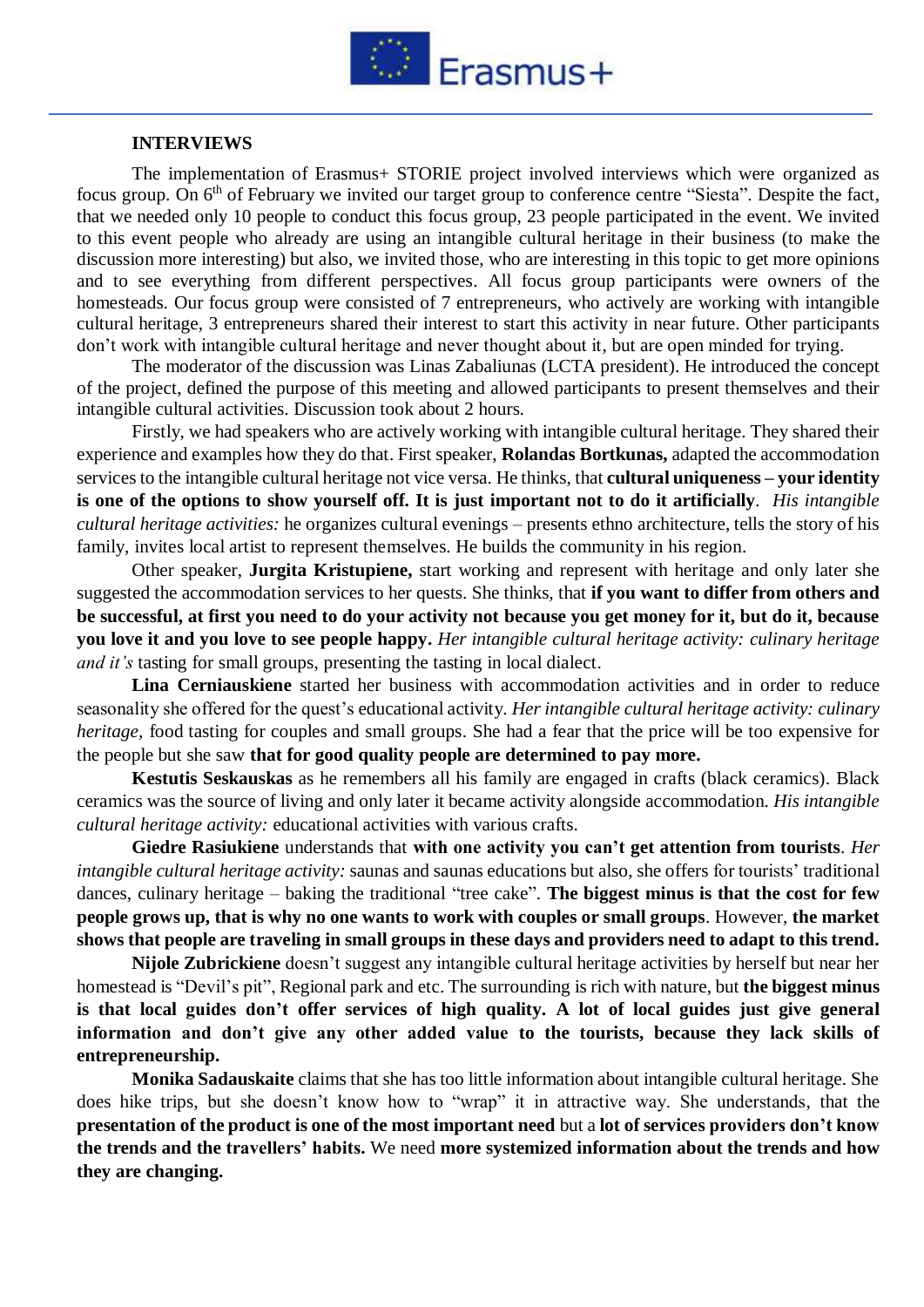**INTERVIEWS**

The implementation of Erasmus+ STORIE project involved interviews which were organized as focus group. On 6th of February we invited our target group to conference centre "Siesta". Despite the fact, that we needed only 10 people to conduct this focus group, 23 people participated in the event. We invited to this event people who already are using an intangible cultural heritage in their business (to make the discussion more interesting) but also, we invited those, who are interesting in this topic to get more opinions and to see everything from different perspectives. All focus group participants were owners of the homesteads. Our focus group were consisted of 7 entrepreneurs, who actively are working with intangible cultural heritage, 3 entrepreneurs shared their interest to start this activity in near future. Other participants don't work with intangible cultural heritage and never thought about it, but are open minded for trying.

The moderator of the discussion was Linas Zabaliunas (LCTA president). He introduced the concept of the project, defined the purpose of this meeting and allowed participants to present themselves and their intangible cultural activities. Discussion took about 2 hours.

Firstly, we had speakers who are actively working with intangible cultural heritage. They shared their experience and examples how they do that. First speaker, **Rolandas Bortkunas,** adapted the accommodation services to the intangible cultural heritage not vice versa. He thinks, that **cultural uniqueness – your identity is one of the options to show yourself off. It is just important not to do it artificially**. *His intangible cultural heritage activities:* he organizes cultural evenings – presents ethno architecture, tells the story of his family, invites local artist to represent themselves. He builds the community in his region.

Other speaker, **Jurgita Kristupiene,** start working and represent with heritage and only later she suggested the accommodation services to her quests. She thinks, that **if you want to differ from others and be successful, at first you need to do your activity not because you get money for it, but do it, because you love it and you love to see people happy.** *Her intangible cultural heritage activity: culinary heritage and it's* tasting for small groups, presenting the tasting in local dialect.

**Lina Cerniauskiene** started her business with accommodation activities and in order to reduce seasonality she offered for the quest's educational activity. *Her intangible cultural heritage activity: culinary heritage,* food tasting for couples and small groups. She had a fear that the price will be too expensive for the people but she saw **that for good quality people are determined to pay more.**

**Kestutis Seskauskas** as he remembers all his family are engaged in crafts (black ceramics). Black ceramics was the source of living and only later it became activity alongside accommodation. *His intangible cultural heritage activity:* educational activities with various crafts.

**Giedre Rasiukiene** understands that **with one activity you can't get attention from tourists**. *Her intangible cultural heritage activity:* saunas and saunas educations but also, she offers for tourists' traditional dances, culinary heritage – baking the traditional "tree cake". **The biggest minus is that the cost for few people grows up, that is why no one wants to work with couples or small groups**. However, **the market shows that people are traveling in small groups in these days and providers need to adapt to this trend.**

**Nijole Zubrickiene** doesn't suggest any intangible cultural heritage activities by herself but near her homestead is "Devil's pit", Regional park and etc. The surrounding is rich with nature, but **the biggest minus is that local guides don't offer services of high quality. A lot of local guides just give general information and don't give any other added value to the tourists, because they lack skills of entrepreneurship.**

**Monika Sadauskaite** claims that she has too little information about intangible cultural heritage. She does hike trips, but she doesn't know how to "wrap" it in attractive way. She understands, that the **presentation of the product is one of the most important need** but a **lot of services providers don't know the trends and the travellers' habits.** We need **more systemized information about the trends and how they are changing.**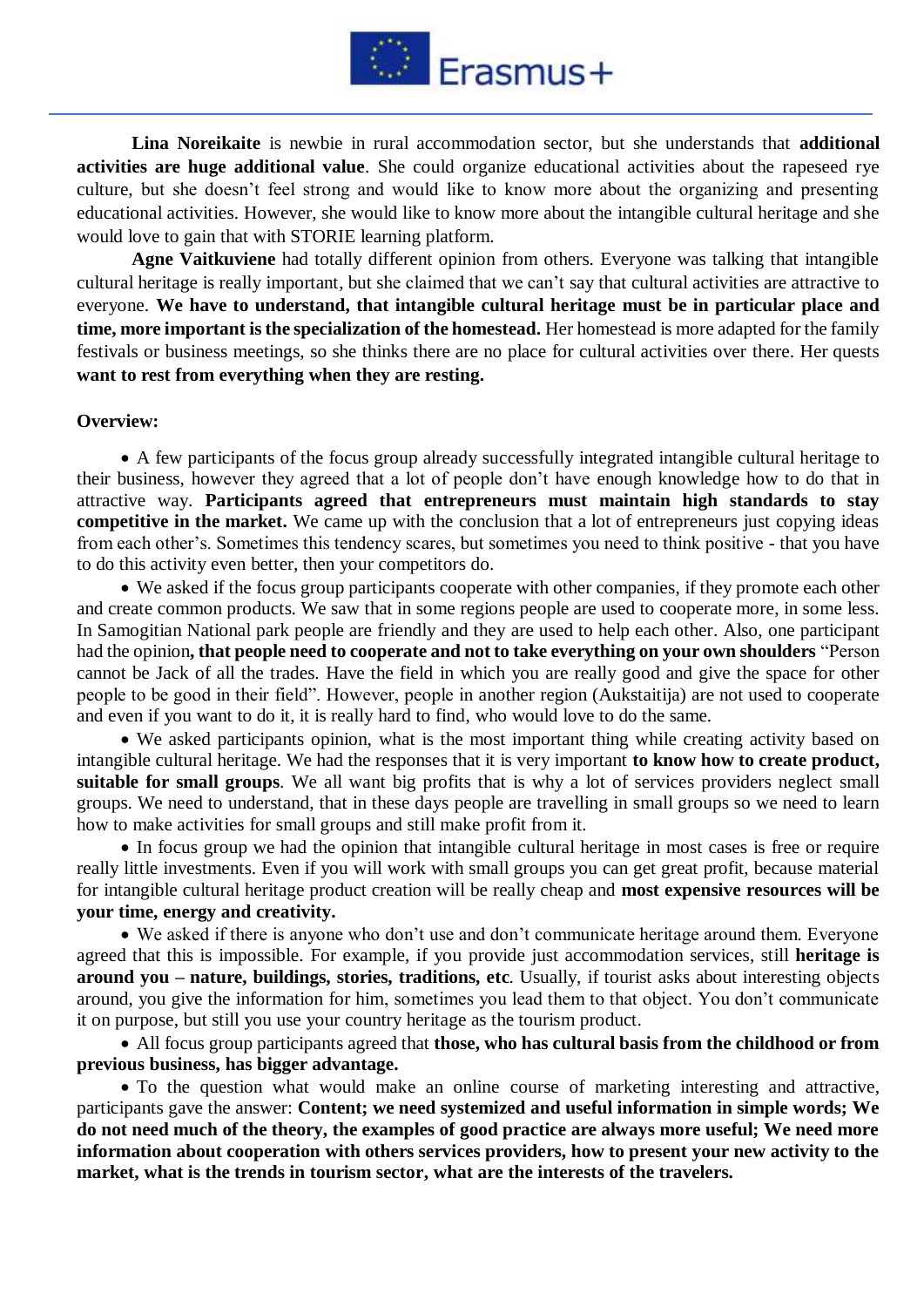**Lina Noreikaite** is newbie in rural accommodation sector, but she understands that **additional activities are huge additional value**. She could organize educational activities about the rapeseed rye culture, but she doesn't feel strong and would like to know more about the organizing and presenting educational activities. However, she would like to know more about the intangible cultural heritage and she would love to gain that with STORIE learning platform.

**Agne Vaitkuviene** had totally different opinion from others. Everyone was talking that intangible cultural heritage is really important, but she claimed that we can't say that cultural activities are attractive to everyone. **We have to understand, that intangible cultural heritage must be in particular place and time, more important is the specialization of the homestead.** Her homestead is more adapted for the family festivals or business meetings, so she thinks there are no place for cultural activities over there. Her quests **want to rest from everything when they are resting.**

**Overview:**

- A few participants of the focus group already successfully integrated intangible cultural heritage to their business, however they agreed that a lot of people don't have enough knowledge how to do that in attractive way. **Participants agreed that entrepreneurs must maintain high standards to stay competitive in the market.** We came up with the conclusion that a lot of entrepreneurs just copying ideas from each other's. Sometimes this tendency scares, but sometimes you need to think positive - that you have to do this activity even better, then your competitors do.
- We asked if the focus group participants cooperate with other companies, if they promote each other and create common products. We saw that in some regions people are used to cooperate more, in some less. In Samogitian National park people are friendly and they are used to help each other. Also, one participant had the opinion**, that people need to cooperate and not to take everything on your own shoulders** "Person cannot be Jack of all the trades. Have the field in which you are really good and give the space for other people to be good in their field". However, people in another region (Aukstaitija) are not used to cooperate and even if you want to do it, it is really hard to find, who would love to do the same.
- We asked participants opinion, what is the most important thing while creating activity based on intangible cultural heritage. We had the responses that it is very important **to know how to create product, suitable for small groups**. We all want big profits that is why a lot of services providers neglect small groups. We need to understand, that in these days people are travelling in small groups so we need to learn how to make activities for small groups and still make profit from it.
- In focus group we had the opinion that intangible cultural heritage in most cases is free or require really little investments. Even if you will work with small groups you can get great profit, because material for intangible cultural heritage product creation will be really cheap and **most expensive resources will be your time, energy and creativity.**
- We asked if there is anyone who don't use and don't communicate heritage around them. Everyone agreed that this is impossible. For example, if you provide just accommodation services, still **heritage is around you – nature, buildings, stories, traditions, etc**. Usually, if tourist asks about interesting objects around, you give the information for him, sometimes you lead them to that object. You don't communicate it on purpose, but still you use your country heritage as the tourism product.
- All focus group participants agreed that **those, who has cultural basis from the childhood or from previous business, has bigger advantage.**
- To the question what would make an online course of marketing interesting and attractive, participants gave the answer: **Content; we need systemized and useful information in simple words; We do not need much of the theory, the examples of good practice are always more useful; We need more information about cooperation with others services providers, how to present your new activity to the market, what is the trends in tourism sector, what are the interests of the travelers.**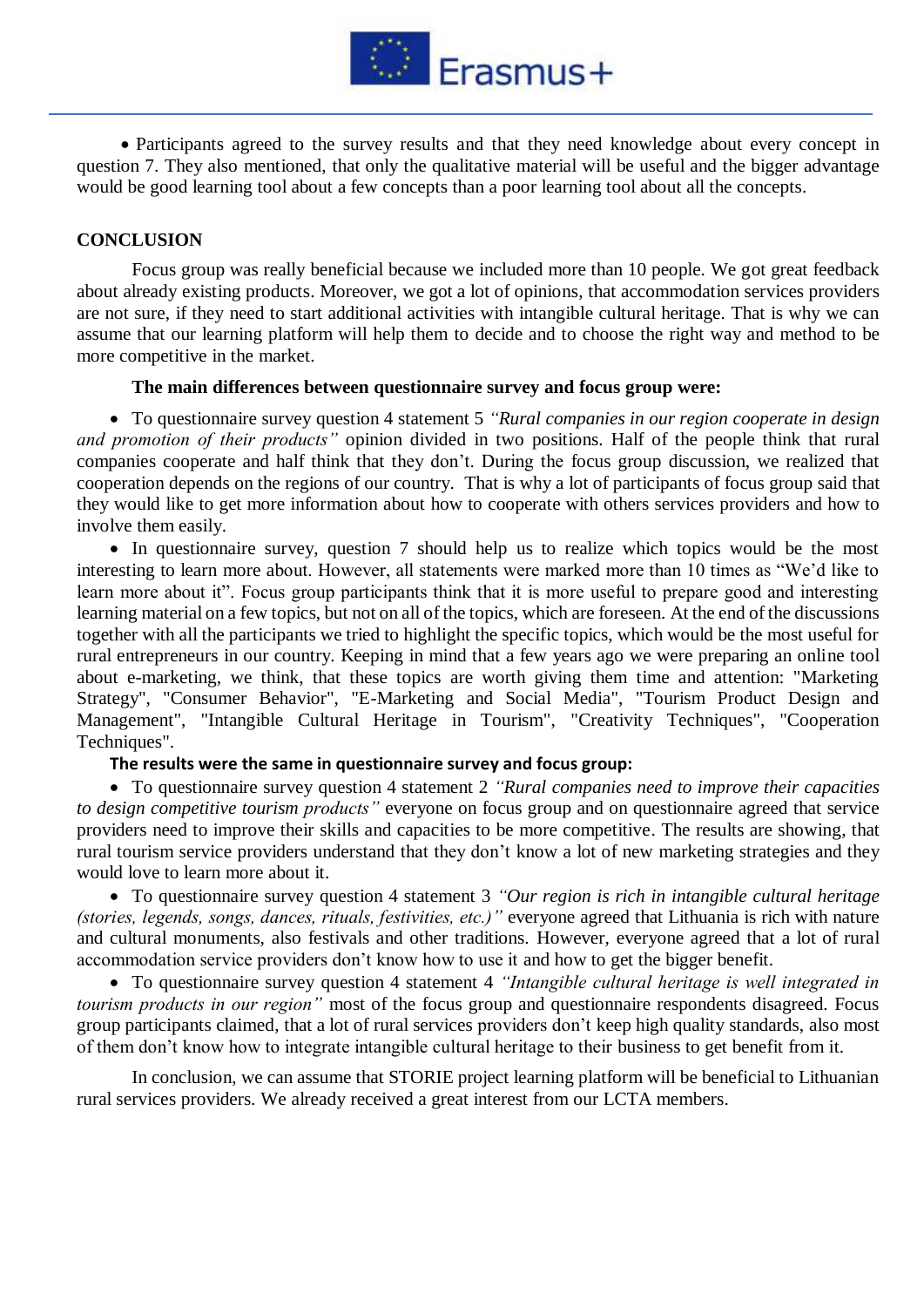- Participants agreed to the survey results and that they need knowledge about every concept in question 7. They also mentioned, that only the qualitative material will be useful and the bigger advantage would be good learning tool about a few concepts than a poor learning tool about all the concepts.

## CONCLUSION

Focus group was really beneficial because we included more than 10 people. We got great feedback about already existing products. Moreover, we got a lot of opinions, that accommodation services providers are not sure, if they need to start additional activities with intangible cultural heritage. That is why we can assume that our learning platform will help them to decide and to choose the right way and method to be more competitive in the market.

**The main differences between questionnaire survey and focus group were:**

- To questionnaire survey question 4 statement 5 *"Rural companies in our region cooperate in design and promotion of their products"* opinion divided in two positions. Half of the people think that rural companies cooperate and half think that they don't. During the focus group discussion, we realized that cooperation depends on the regions of our country. That is why a lot of participants of focus group said that they would like to get more information about how to cooperate with others services providers and how to involve them easily.
- In questionnaire survey, question 7 should help us to realize which topics would be the most interesting to learn more about. However, all statements were marked more than 10 times as "We'd like to learn more about it". Focus group participants think that it is more useful to prepare good and interesting learning material on a few topics, but not on all of the topics, which are foreseen. At the end of the discussions together with all the participants we tried to highlight the specific topics, which would be the most useful for rural entrepreneurs in our country. Keeping in mind that a few years ago we were preparing an online tool about e-marketing, we think, that these topics are worth giving them time and attention: "Marketing Strategy", "Consumer Behavior", "E-Marketing and Social Media", "Tourism Product Design and Management", "Intangible Cultural Heritage in Tourism", "Creativity Techniques", "Cooperation Techniques".

**The results were the same in questionnaire survey and focus group:**

- To questionnaire survey question 4 statement 2 *"Rural companies need to improve their capacities to design competitive tourism products"* everyone on focus group and on questionnaire agreed that service providers need to improve their skills and capacities to be more competitive. The results are showing, that rural tourism service providers understand that they don't know a lot of new marketing strategies and they would love to learn more about it.
- To questionnaire survey question 4 statement 3 *"Our region is rich in intangible cultural heritage (stories, legends, songs, dances, rituals, festivities, etc.)"* everyone agreed that Lithuania is rich with nature and cultural monuments, also festivals and other traditions. However, everyone agreed that a lot of rural accommodation service providers don't know how to use it and how to get the bigger benefit.
- To questionnaire survey question 4 statement 4 *"Intangible cultural heritage is well integrated in tourism products in our region"* most of the focus group and questionnaire respondents disagreed. Focus group participants claimed, that a lot of rural services providers don't keep high quality standards, also most of them don't know how to integrate intangible cultural heritage to their business to get benefit from it.

In conclusion, we can assume that STORIE project learning platform will be beneficial to Lithuanian rural services providers. We already received a great interest from our LCTA members.